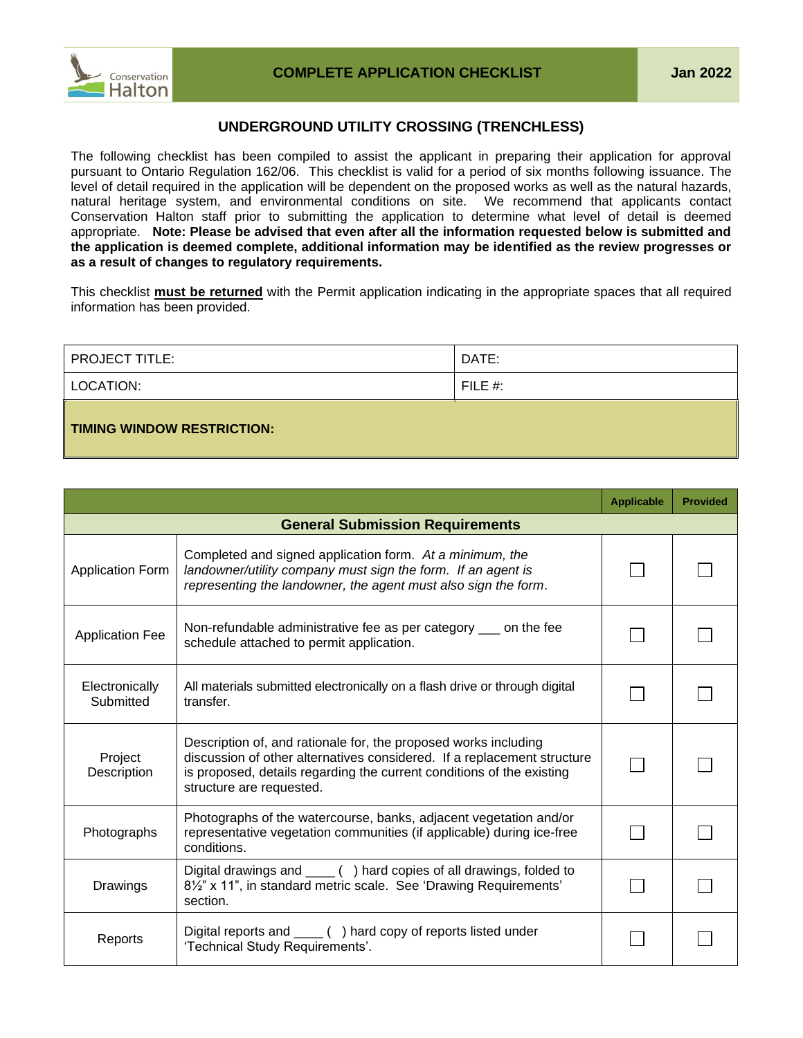Conservation Halton

# COMPLETE APPLICATION CHECKLIST

**Jan 2022**

## UNDERGROUND UTILITY CROSSING (TRENCHLESS)

The following checklist has been compiled to assist the applicant in preparing their application for approval pursuant to Ontario Regulation 162/06. This checklist is valid for a period of six months following issuance. The level of detail required in the application will be dependent on the proposed works as well as the natural hazards, natural heritage system, and environmental conditions on site. We recommend that applicants contact Conservation Halton staff prior to submitting the application to determine what level of detail is deemed appropriate. **Note: Please be advised that even after all the information requested below is submitted and the application is deemed complete, additional information may be identified as the review progresses or as a result of changes to regulatory requirements.**

This checklist **must be returned** with the Permit application indicating in the appropriate spaces that all required information has been provided.

| PROJECT TITLE: | DATE: |
|---|---|
| LOCATION: | FILE #: |
| **TIMING WINDOW RESTRICTION:** | |

| | | Applicable | Provided |
|---|---|---|---|
| **General Submission Requirements** | | | |
| Application Form | Completed and signed application form. *At a minimum, the landowner/utility company must sign the form. If an agent is representing the landowner, the agent must also sign the form.* | ☐ | ☐ |
| Application Fee | Non-refundable administrative fee as per category ___ on the fee schedule attached to permit application. | ☐ | ☐ |
| Electronically Submitted | All materials submitted electronically on a flash drive or through digital transfer. | ☐ | ☐ |
| Project Description | Description of, and rationale for, the proposed works including discussion of other alternatives considered. If a replacement structure is proposed, details regarding the current conditions of the existing structure are requested. | ☐ | ☐ |
| Photographs | Photographs of the watercourse, banks, adjacent vegetation and/or representative vegetation communities (if applicable) during ice-free conditions. | ☐ | ☐ |
| Drawings | Digital drawings and ____ (  ) hard copies of all drawings, folded to 8½" x 11", in standard metric scale. See 'Drawing Requirements' section. | ☐ | ☐ |
| Reports | Digital reports and ____ (  ) hard copy of reports listed under 'Technical Study Requirements'. | ☐ | ☐ |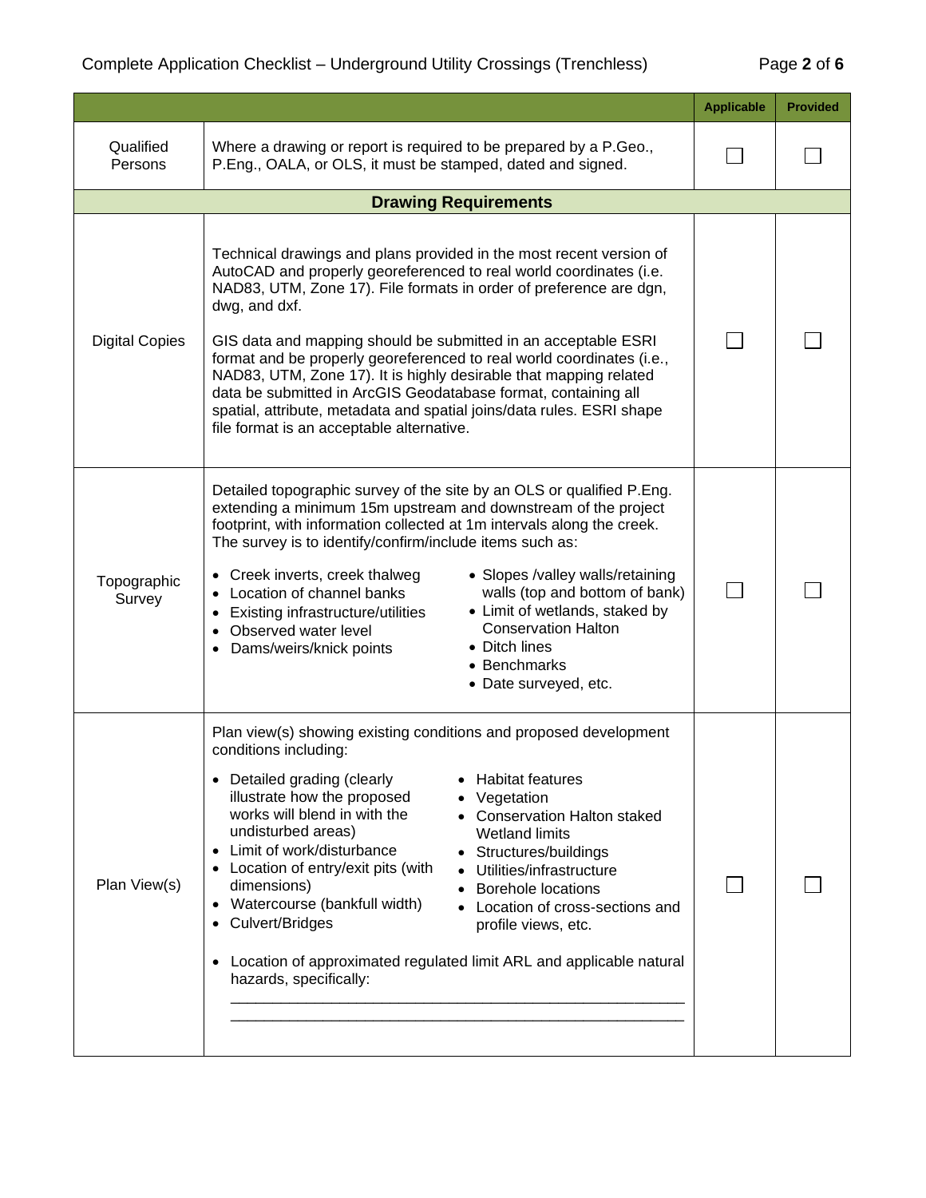| | | Applicable | Provided |
|---|---|---|---|
| Qualified Persons | Where a drawing or report is required to be prepared by a P.Geo., P.Eng., OALA, or OLS, it must be stamped, dated and signed. | ☐ | ☐ |
| **Drawing Requirements** | | | |
| Digital Copies | Technical drawings and plans provided in the most recent version of AutoCAD and properly georeferenced to real world coordinates (i.e. NAD83, UTM, Zone 17). File formats in order of preference are dgn, dwg, and dxf.<br><br>GIS data and mapping should be submitted in an acceptable ESRI format and be properly georeferenced to real world coordinates (i.e., NAD83, UTM, Zone 17). It is highly desirable that mapping related data be submitted in ArcGIS Geodatabase format, containing all spatial, attribute, metadata and spatial joins/data rules. ESRI shape file format is an acceptable alternative. | ☐ | ☐ |
| Topographic Survey | Detailed topographic survey of the site by an OLS or qualified P.Eng. extending a minimum 15m upstream and downstream of the project footprint, with information collected at 1m intervals along the creek. The survey is to identify/confirm/include items such as:<br>• Creek inverts, creek thalweg<br>• Location of channel banks<br>• Existing infrastructure/utilities<br>• Observed water level<br>• Dams/weirs/knick points<br>• Slopes /valley walls/retaining walls (top and bottom of bank)<br>• Limit of wetlands, staked by Conservation Halton<br>• Ditch lines<br>• Benchmarks<br>• Date surveyed, etc. | ☐ | ☐ |
| Plan View(s) | Plan view(s) showing existing conditions and proposed development conditions including:<br>• Detailed grading (clearly illustrate how the proposed works will blend in with the undisturbed areas)<br>• Limit of work/disturbance<br>• Location of entry/exit pits (with dimensions)<br>• Watercourse (bankfull width)<br>• Culvert/Bridges<br>• Habitat features<br>• Vegetation<br>• Conservation Halton staked Wetland limits<br>• Structures/buildings<br>• Utilities/infrastructure<br>• Borehole locations<br>• Location of cross-sections and profile views, etc.<br><br>• Location of approximated regulated limit ARL and applicable natural hazards, specifically:<br>\_\_\_\_\_\_\_\_\_\_\_\_\_\_\_\_\_\_\_\_\_\_\_\_\_\_\_\_\_\_\_\_\_\_\_\_\_\_\_\_<br>\_\_\_\_\_\_\_\_\_\_\_\_\_\_\_\_\_\_\_\_\_\_\_\_\_\_\_\_\_\_\_\_\_\_\_\_\_\_\_\_ | ☐ | ☐ |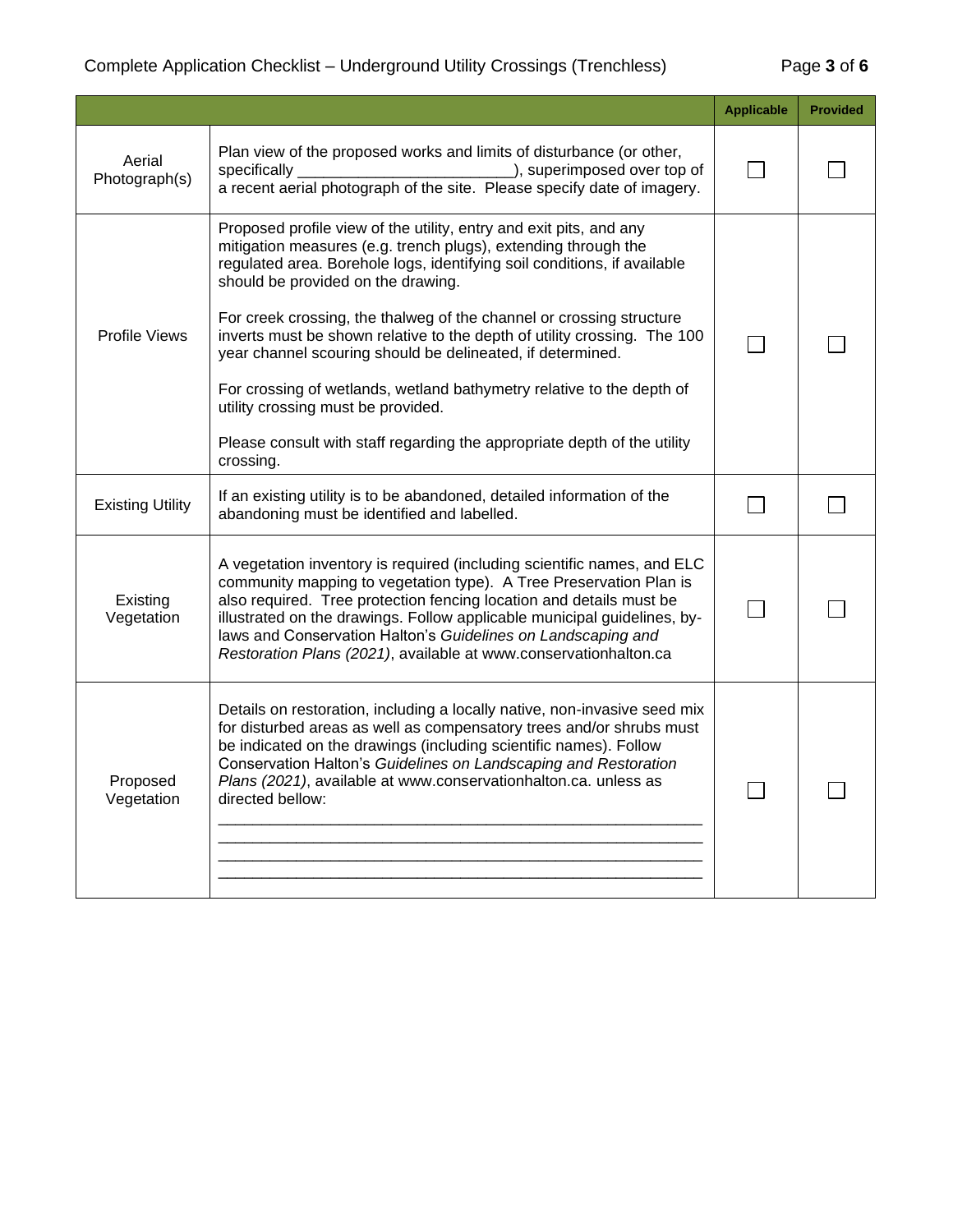| | | Applicable | Provided |
|---|---|---|---|
| Aerial Photograph(s) | Plan view of the proposed works and limits of disturbance (or other, specifically ________________________), superimposed over top of a recent aerial photograph of the site. Please specify date of imagery. | ☐ | ☐ |
| Profile Views | Proposed profile view of the utility, entry and exit pits, and any mitigation measures (e.g. trench plugs), extending through the regulated area. Borehole logs, identifying soil conditions, if available should be provided on the drawing.<br><br>For creek crossing, the thalweg of the channel or crossing structure inverts must be shown relative to the depth of utility crossing. The 100 year channel scouring should be delineated, if determined.<br><br>For crossing of wetlands, wetland bathymetry relative to the depth of utility crossing must be provided.<br><br>Please consult with staff regarding the appropriate depth of the utility crossing. | ☐ | ☐ |
| Existing Utility | If an existing utility is to be abandoned, detailed information of the abandoning must be identified and labelled. | ☐ | ☐ |
| Existing Vegetation | A vegetation inventory is required (including scientific names, and ELC community mapping to vegetation type). A Tree Preservation Plan is also required. Tree protection fencing location and details must be illustrated on the drawings. Follow applicable municipal guidelines, by-laws and Conservation Halton's *Guidelines on Landscaping and Restoration Plans (2021)*, available at www.conservationhalton.ca | ☐ | ☐ |
| Proposed Vegetation | Details on restoration, including a locally native, non-invasive seed mix for disturbed areas as well as compensatory trees and/or shrubs must be indicated on the drawings (including scientific names). Follow Conservation Halton's *Guidelines on Landscaping and Restoration Plans (2021)*, available at www.conservationhalton.ca. unless as directed bellow:<br>______________________________________________________<br>______________________________________________________<br>______________________________________________________<br>______________________________________________________ | ☐ | ☐ |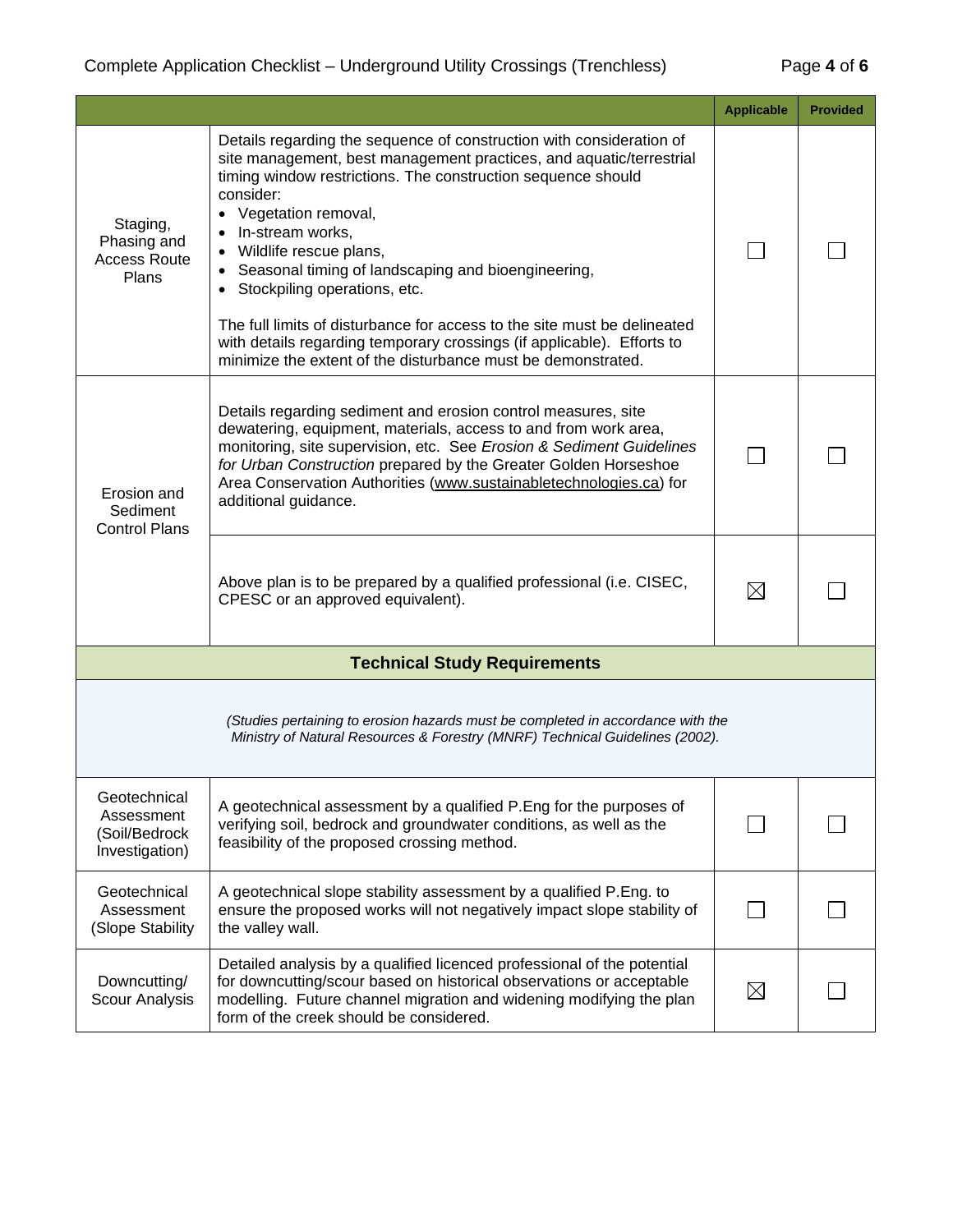| | | Applicable | Provided |
|---|---|---|---|
| Staging, Phasing and Access Route Plans | Details regarding the sequence of construction with consideration of site management, best management practices, and aquatic/terrestrial timing window restrictions. The construction sequence should consider:<br>• Vegetation removal,<br>• In-stream works,<br>• Wildlife rescue plans,<br>• Seasonal timing of landscaping and bioengineering,<br>• Stockpiling operations, etc.<br><br>The full limits of disturbance for access to the site must be delineated with details regarding temporary crossings (if applicable). Efforts to minimize the extent of the disturbance must be demonstrated. | ☐ | ☐ |
| Erosion and Sediment Control Plans | Details regarding sediment and erosion control measures, site dewatering, equipment, materials, access to and from work area, monitoring, site supervision, etc. See *Erosion & Sediment Guidelines for Urban Construction* prepared by the Greater Golden Horseshoe Area Conservation Authorities (www.sustainabletechnologies.ca) for additional guidance. | ☐ | ☐ |
| | Above plan is to be prepared by a qualified professional (i.e. CISEC, CPESC or an approved equivalent). | ☒ | ☐ |
| **Technical Study Requirements** | | | |
| *(Studies pertaining to erosion hazards must be completed in accordance with the Ministry of Natural Resources & Forestry (MNRF) Technical Guidelines (2002).* | | | |
| Geotechnical Assessment (Soil/Bedrock Investigation) | A geotechnical assessment by a qualified P.Eng for the purposes of verifying soil, bedrock and groundwater conditions, as well as the feasibility of the proposed crossing method. | ☐ | ☐ |
| Geotechnical Assessment (Slope Stability | A geotechnical slope stability assessment by a qualified P.Eng. to ensure the proposed works will not negatively impact slope stability of the valley wall. | ☐ | ☐ |
| Downcutting/ Scour Analysis | Detailed analysis by a qualified licenced professional of the potential for downcutting/scour based on historical observations or acceptable modelling. Future channel migration and widening modifying the plan form of the creek should be considered. | ☒ | ☐ |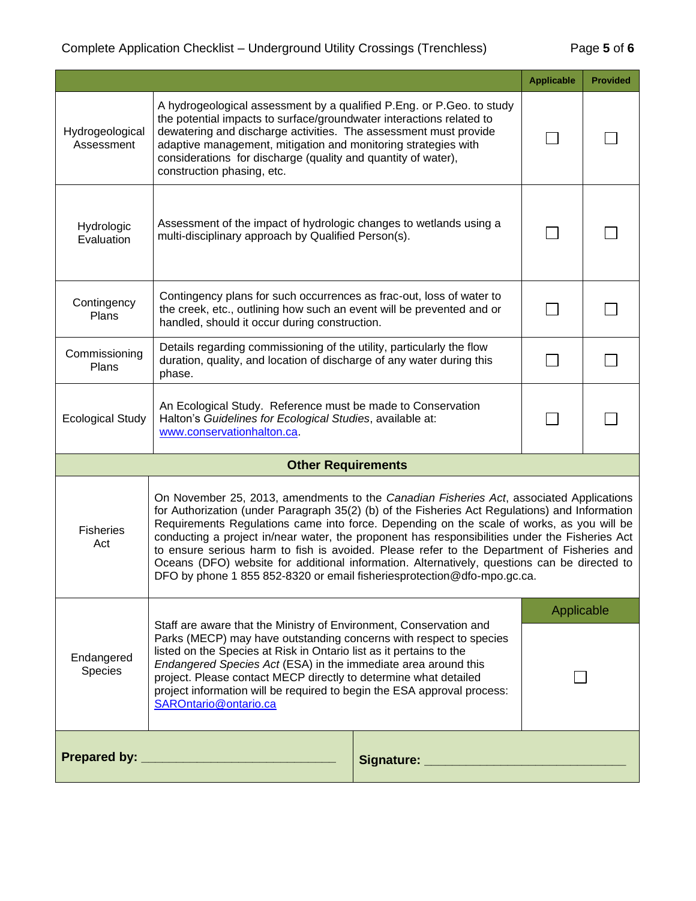| | | Applicable | Provided |
|---|---|---|---|
| Hydrogeological Assessment | A hydrogeological assessment by a qualified P.Eng. or P.Geo. to study the potential impacts to surface/groundwater interactions related to dewatering and discharge activities. The assessment must provide adaptive management, mitigation and monitoring strategies with considerations for discharge (quality and quantity of water), construction phasing, etc. | ☐ | ☐ |
| Hydrologic Evaluation | Assessment of the impact of hydrologic changes to wetlands using a multi-disciplinary approach by Qualified Person(s). | ☐ | ☐ |
| Contingency Plans | Contingency plans for such occurrences as frac-out, loss of water to the creek, etc., outlining how such an event will be prevented and or handled, should it occur during construction. | ☐ | ☐ |
| Commissioning Plans | Details regarding commissioning of the utility, particularly the flow duration, quality, and location of discharge of any water during this phase. | ☐ | ☐ |
| Ecological Study | An Ecological Study. Reference must be made to Conservation Halton's *Guidelines for Ecological Studies*, available at: [www.conservationhalton.ca](http://www.conservationhalton.ca). | ☐ | ☐ |

## Other Requirements

| | | |
|---|---|---|
| Fisheries Act | On November 25, 2013, amendments to the *Canadian Fisheries Act*, associated Applications for Authorization (under Paragraph 35(2) (b) of the Fisheries Act Regulations) and Information Requirements Regulations came into force. Depending on the scale of works, as you will be conducting a project in/near water, the proponent has responsibilities under the Fisheries Act to ensure serious harm to fish is avoided. Please refer to the Department of Fisheries and Oceans (DFO) website for additional information. Alternatively, questions can be directed to DFO by phone 1 855 852-8320 or email fisheriesprotection@dfo-mpo.gc.ca. | |
| | | Applicable |
| Endangered Species | Staff are aware that the Ministry of Environment, Conservation and Parks (MECP) may have outstanding concerns with respect to species listed on the Species at Risk in Ontario list as it pertains to the *Endangered Species Act* (ESA) in the immediate area around this project. Please contact MECP directly to determine what detailed project information will be required to begin the ESA approval process: [SAROntario@ontario.ca](mailto:SAROntario@ontario.ca) | ☐ |

**Prepared by:** ____________________________ **Signature:** ____________________________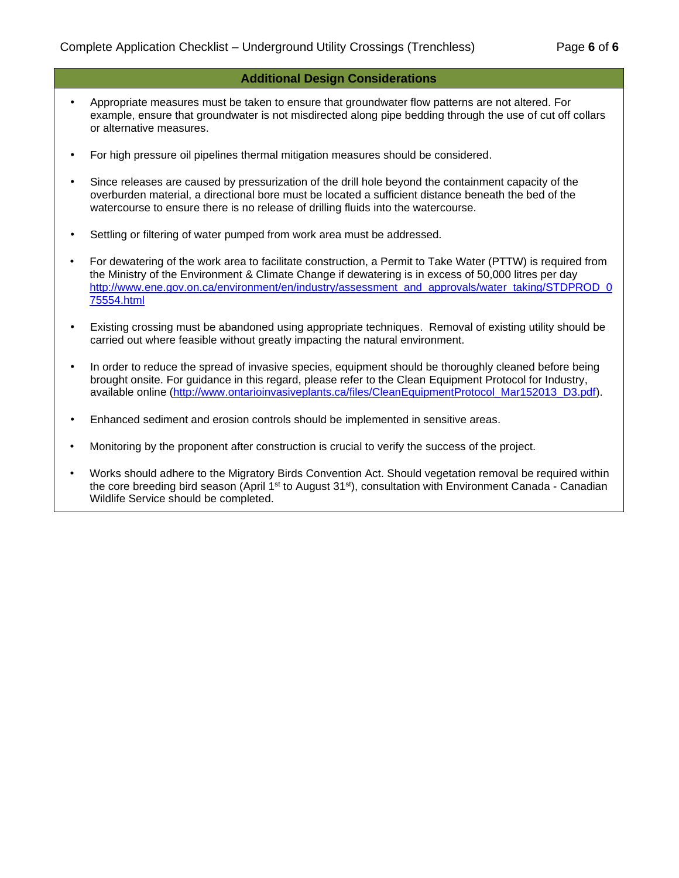## Additional Design Considerations

- Appropriate measures must be taken to ensure that groundwater flow patterns are not altered. For example, ensure that groundwater is not misdirected along pipe bedding through the use of cut off collars or alternative measures.
- For high pressure oil pipelines thermal mitigation measures should be considered.
- Since releases are caused by pressurization of the drill hole beyond the containment capacity of the overburden material, a directional bore must be located a sufficient distance beneath the bed of the watercourse to ensure there is no release of drilling fluids into the watercourse.
- Settling or filtering of water pumped from work area must be addressed.
- For dewatering of the work area to facilitate construction, a Permit to Take Water (PTTW) is required from the Ministry of the Environment & Climate Change if dewatering is in excess of 50,000 litres per day http://www.ene.gov.on.ca/environment/en/industry/assessment_and_approvals/water_taking/STDPROD_075554.html
- Existing crossing must be abandoned using appropriate techniques. Removal of existing utility should be carried out where feasible without greatly impacting the natural environment.
- In order to reduce the spread of invasive species, equipment should be thoroughly cleaned before being brought onsite. For guidance in this regard, please refer to the Clean Equipment Protocol for Industry, available online (http://www.ontarioinvasiveplants.ca/files/CleanEquipmentProtocol_Mar152013_D3.pdf).
- Enhanced sediment and erosion controls should be implemented in sensitive areas.
- Monitoring by the proponent after construction is crucial to verify the success of the project.
- Works should adhere to the Migratory Birds Convention Act. Should vegetation removal be required within the core breeding bird season (April 1st to August 31st), consultation with Environment Canada - Canadian Wildlife Service should be completed.